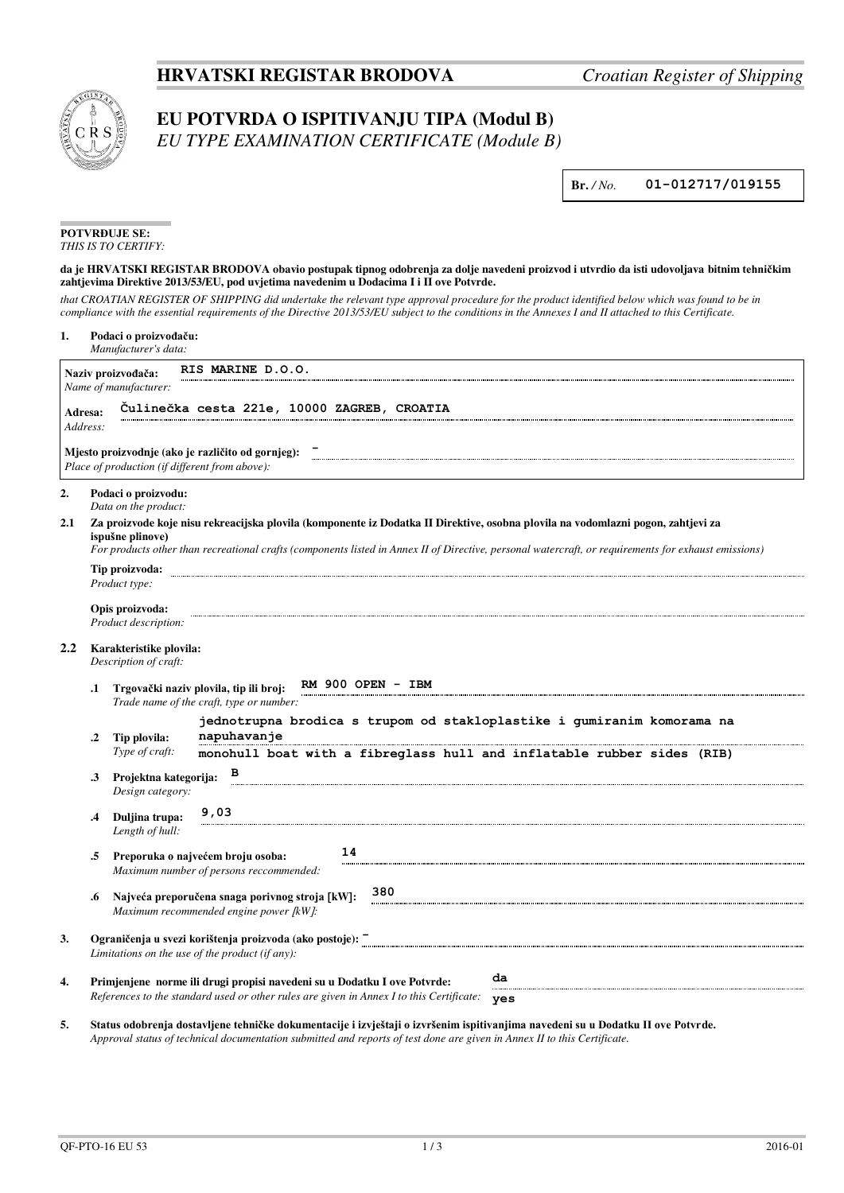# HRVATSKI REGISTAR BRODOVA

*Croatian Register of Shipping*

## EU POTVRDA O ISPITIVANJU TIPA (Modul B)

*EU TYPE EXAMINATION CERTIFICATE (Module B)*

**Br.** */ No.* **01-012717/019155**

**POTVRĐUJE SE:**
*THIS IS TO CERTIFY:*

**da je HRVATSKI REGISTAR BRODOVA obavio postupak tipnog odobrenja za dolje navedeni proizvod i utvrdio da isti udovoljava bitnim tehničkim zahtjevima Direktive 2013/53/EU, pod uvjetima navedenim u Dodacima I i II ove Potvrde.**

*that CROATIAN REGISTER OF SHIPPING did undertake the relevant type approval procedure for the product identified below which was found to be in compliance with the essential requirements of the Directive 2013/53/EU subject to the conditions in the Annexes I and II attached to this Certificate.*

**1. Podaci o proizvođaču:**
*Manufacturer's data:*

**Naziv proizvođača:** *Name of manufacturer:* RIS MARINE D.O.O.

**Adresa:** *Address:* Čulinečka cesta 221e, 10000 ZAGREB, CROATIA

**Mjesto proizvodnje (ako je različito od gornjeg):** *Place of production (if different from above):* -

**2. Podaci o proizvodu:**
*Data on the product:*

**2.1 Za proizvode koje nisu rekreacijska plovila (komponente iz Dodatka II Direktive, osobna plovila na vodomlazni pogon, zahtjevi za ispušne plinove)**
*For products other than recreational crafts (components listed in Annex II of Directive, personal watercraft, or requirements for exhaust emissions)*

**Tip proizvoda:** *Product type:*

**Opis proizvoda:** *Product description:*

**2.2 Karakteristike plovila:**
*Description of craft:*

**.1 Trgovački naziv plovila, tip ili broj:** *Trade name of the craft, type or number:* RM 900 OPEN - IBM

**.2 Tip plovila:** *Type of craft:* jednotrupna brodica s trupom od stakloplastike i gumiranim komorama na napuhavanje / monohull boat with a fibreglass hull and inflatable rubber sides (RIB)

**.3 Projektna kategorija:** *Design category:* B

**.4 Duljina trupa:** *Length of hull:* 9,03

**.5 Preporuka o najvećem broju osoba:** *Maximum number of persons recommended:* 14

**.6 Najveća preporučena snaga porivnog stroja [kW]:** *Maximum recommended engine power [kW]:* 380

**3. Ograničenja u svezi korištenja proizvoda (ako postoje):** *Limitations on the use of the product (if any):* -

**4. Primjenjene norme ili drugi propisi navedeni su u Dodatku I ove Potvrde:** *References to the standard used or other rules are given in Annex I to this Certificate:* da / yes

**5. Status odobrenja dostavljene tehničke dokumentacije i izvještaji o izvršenim ispitivanjima navedeni su u Dodatku II ove Potvrde.**
*Approval status of technical documentation submitted and reports of test done are given in Annex II to this Certificate.*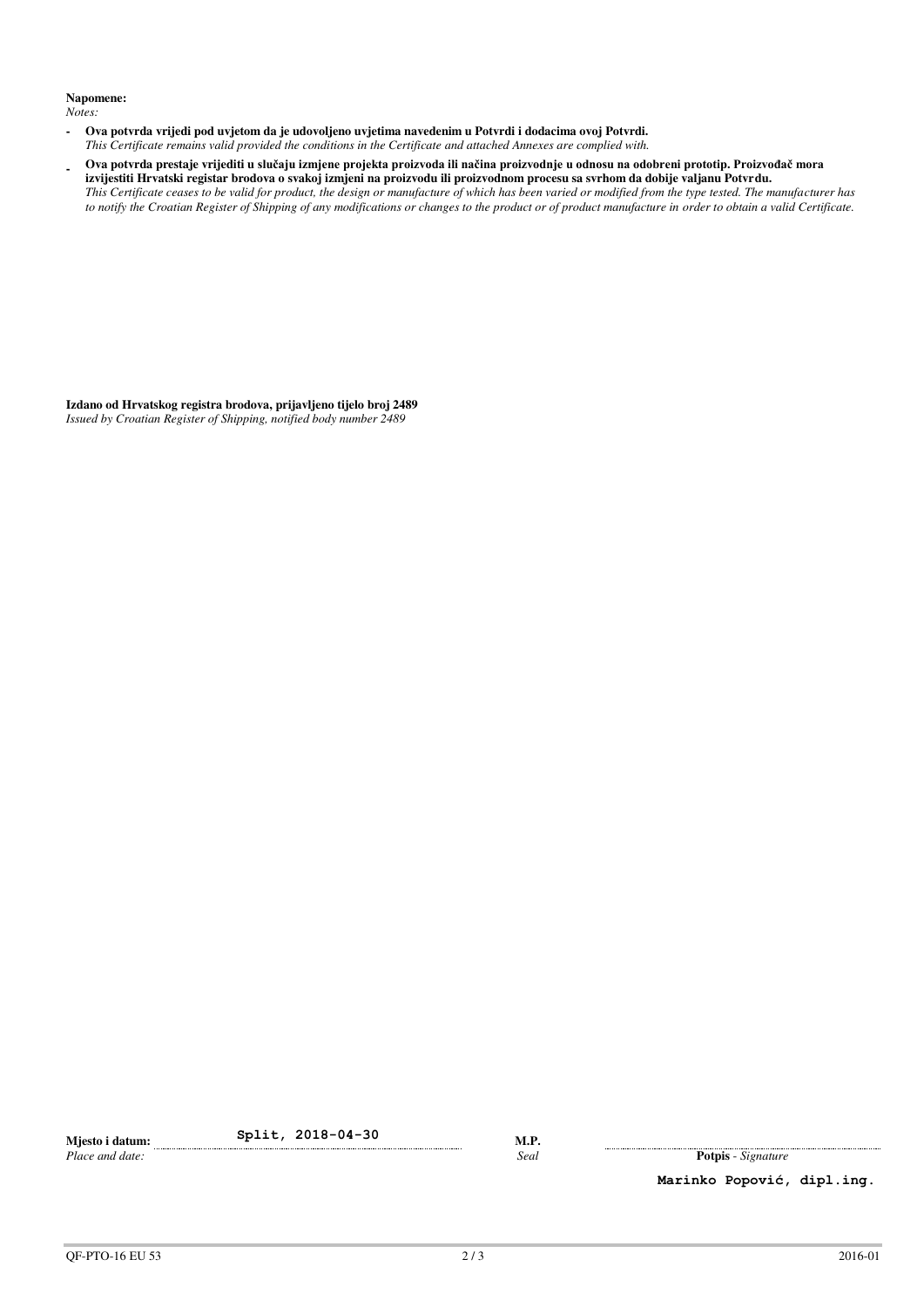**Napomene:**
*Notes:*

- **Ova potvrda vrijedi pod uvjetom da je udovoljeno uvjetima navedenim u Potvrdi i dodacima ovoj Potvrdi.**
  *This Certificate remains valid provided the conditions in the Certificate and attached Annexes are complied with.*
- **Ova potvrda prestaje vrijediti u slučaju izmjene projekta proizvoda ili načina proizvodnje u odnosu na odobreni prototip. Proizvođač mora izvijestiti Hrvatski registar brodova o svakoj izmjeni na proizvodu ili proizvodnom procesu sa svrhom da dobije valjanu Potvrdu.**
  *This Certificate ceases to be valid for product, the design or manufacture of which has been varied or modified from the type tested. The manufacturer has to notify the Croatian Register of Shipping of any modifications or changes to the product or of product manufacture in order to obtain a valid Certificate.*

**Izdano od Hrvatskog registra brodova, prijavljeno tijelo broj 2489**
*Issued by Croatian Register of Shipping, notified body number 2489*

**Mjesto i datum:** Split, 2018-04-30
*Place and date:*

**M.P.**
*Seal*

**Potpis** - *Signature*

Marinko Popović, dipl.ing.

QF-PTO-16 EU 53 2016-01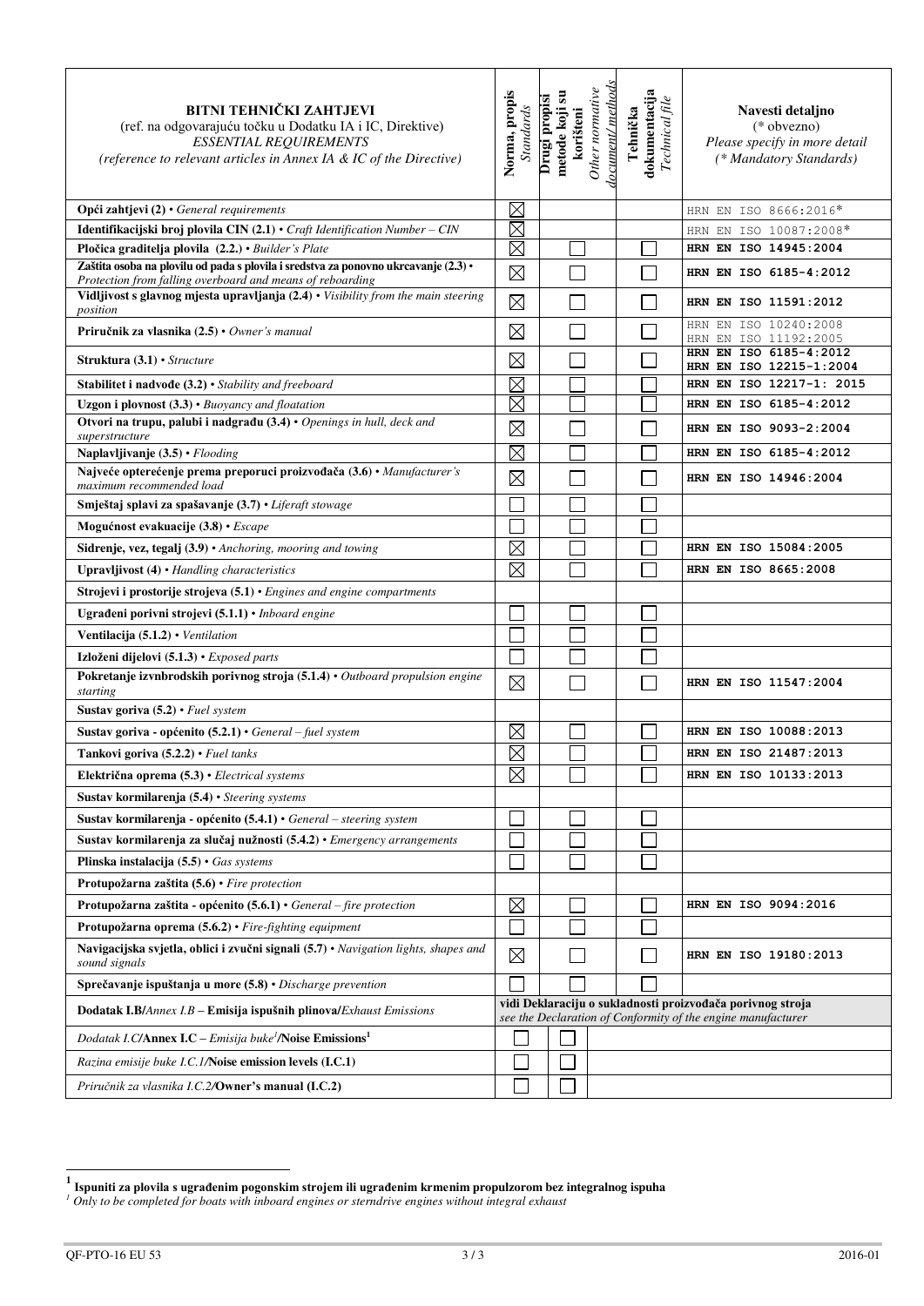| **BITNI TEHNIČKI ZAHTJEVI** (ref. na odgovarajuću točku u Dodatku IA i IC, Direktive) *ESSENTIAL REQUIREMENTS* *(reference to relevant articles in Annex IA & IC of the Directive)* | **Norma, propis** *Standards* | **Drugi propisi metode koji su korišteni** *Other normative document/ methods* | **Tehnička dokumentacija** *Technical file* | **Navesti detaljno** (* obvezno) *Please specify in more detail* *(* Mandatory Standards)* |
|---|---|---|---|---|
| **Opći zahtjevi (2)** • *General requirements* | ☒ | | | HRN EN ISO 8666:2016* |
| **Identifikacijski broj plovila CIN (2.1)** • *Craft Identification Number – CIN* | ☒ | | | HRN EN ISO 10087:2008* |
| **Pločica graditelja plovila (2.2.)** • *Builder's Plate* | ☒ | ☐ | ☐ | **HRN EN ISO 14945:2004** |
| **Zaštita osoba na plovilu od pada s plovila i sredstva za ponovno ukrcavanje (2.3)** • *Protection from falling overboard and means of reboarding* | ☒ | ☐ | ☐ | **HRN EN ISO 6185-4:2012** |
| **Vidljivost s glavnog mjesta upravljanja (2.4)** • *Visibility from the main steering position* | ☒ | ☐ | ☐ | **HRN EN ISO 11591:2012** |
| **Priručnik za vlasnika (2.5)** • *Owner's manual* | ☒ | ☐ | ☐ | HRN EN ISO 10240:2008<br>HRN EN ISO 11192:2005 |
| **Struktura (3.1)** • *Structure* | ☒ | ☐ | ☐ | **HRN EN ISO 6185-4:2012**<br>**HRN EN ISO 12215-1:2004** |
| **Stabilitet i nadvođe (3.2)** • *Stability and freeboard* | ☒ | ☐ | ☐ | **HRN EN ISO 12217-1: 2015** |
| **Uzgon i plovnost (3.3)** • *Buoyancy and floatation* | ☒ | ☐ | ☐ | **HRN EN ISO 6185-4:2012** |
| **Otvori na trupu, palubi i nadgrađu (3.4)** • *Openings in hull, deck and superstructure* | ☒ | ☐ | ☐ | **HRN EN ISO 9093-2:2004** |
| **Naplavljivanje (3.5)** • *Flooding* | ☒ | ☐ | ☐ | **HRN EN ISO 6185-4:2012** |
| **Najveće opterećenje prema preporuci proizvođača (3.6)** • *Manufacturer's maximum recommended load* | ☒ | ☐ | ☐ | **HRN EN ISO 14946:2004** |
| **Smještaj splavi za spašavanje (3.7)** • *Liferaft stowage* | ☐ | ☐ | ☐ | |
| **Mogućnost evakuacije (3.8)** • *Escape* | ☐ | ☐ | ☐ | |
| **Sidrenje, vez, tegalj (3.9)** • *Anchoring, mooring and towing* | ☒ | ☐ | ☐ | **HRN EN ISO 15084:2005** |
| **Upravljivost (4)** • *Handling characteristics* | ☒ | ☐ | ☐ | **HRN EN ISO 8665:2008** |
| **Strojevi i prostorije strojeva (5.1)** • *Engines and engine compartments* | | | | |
| **Ugrađeni porivni strojevi (5.1.1)** • *Inboard engine* | ☐ | ☐ | ☐ | |
| **Ventilacija (5.1.2)** • *Ventilation* | ☐ | ☐ | ☐ | |
| **Izloženi dijelovi (5.1.3)** • *Exposed parts* | ☐ | ☐ | ☐ | |
| **Pokretanje izvnbrodskih porivnog stroja (5.1.4)** • *Outboard propulsion engine starting* | ☒ | ☐ | ☐ | **HRN EN ISO 11547:2004** |
| **Sustav goriva (5.2)** • *Fuel system* | | | | |
| **Sustav goriva - općenito (5.2.1)** • *General – fuel system* | ☒ | ☐ | ☐ | **HRN EN ISO 10088:2013** |
| **Tankovi goriva (5.2.2)** • *Fuel tanks* | ☒ | ☐ | ☐ | **HRN EN ISO 21487:2013** |
| **Električna oprema (5.3)** • *Electrical systems* | ☒ | ☐ | ☐ | **HRN EN ISO 10133:2013** |
| **Sustav kormilarenja (5.4)** • *Steering systems* | | | | |
| **Sustav kormilarenja - općenito (5.4.1)** • *General – steering system* | ☐ | ☐ | ☐ | |
| **Sustav kormilarenja za slučaj nužnosti (5.4.2)** • *Emergency arrangements* | ☐ | ☐ | ☐ | |
| **Plinska instalacija (5.5)** • *Gas systems* | ☐ | ☐ | ☐ | |
| **Protupožarna zaštita (5.6)** • *Fire protection* | | | | |
| **Protupožarna zaštita - općenito (5.6.1)** • *General – fire protection* | ☒ | ☐ | ☐ | **HRN EN ISO 9094:2016** |
| **Protupožarna oprema (5.6.2)** • *Fire-fighting equipment* | ☐ | ☐ | ☐ | |
| **Navigacijska svjetla, oblici i zvučni signali (5.7)** • *Navigation lights, shapes and sound signals* | ☒ | ☐ | ☐ | **HRN EN ISO 19180:2013** |
| **Sprečavanje ispuštanja u more (5.8)** • *Discharge prevention* | ☐ | ☐ | ☐ | |
| **Dodatak I.B/***Annex I.B* **– Emisija ispušnih plinova/***Exhaust Emissions* | **vidi Deklaraciju o sukladnosti proizvođača porivnog stroja** *see the Declaration of Conformity of the engine manufacturer* | | | |
| *Dodatak I.C*/**Annex I.C** – *Emisija buke[1]*/**Noise Emissions[1]** | ☐ | ☐ | | |
| *Razina emisije buke I.C.1*/**Noise emission levels (I.C.1)** | ☐ | ☐ | | |
| *Priručnik za vlasnika I.C.2*/**Owner's manual (I.C.2)** | ☐ | ☐ | | |

[1] **Ispuniti za plovila s ugrađenim pogonskim strojem ili ugrađenim krmenim propulzorom bez integralnog ispuha**
[1] *Only to be completed for boats with inboard engines or sterndrive engines without integral exhaust*